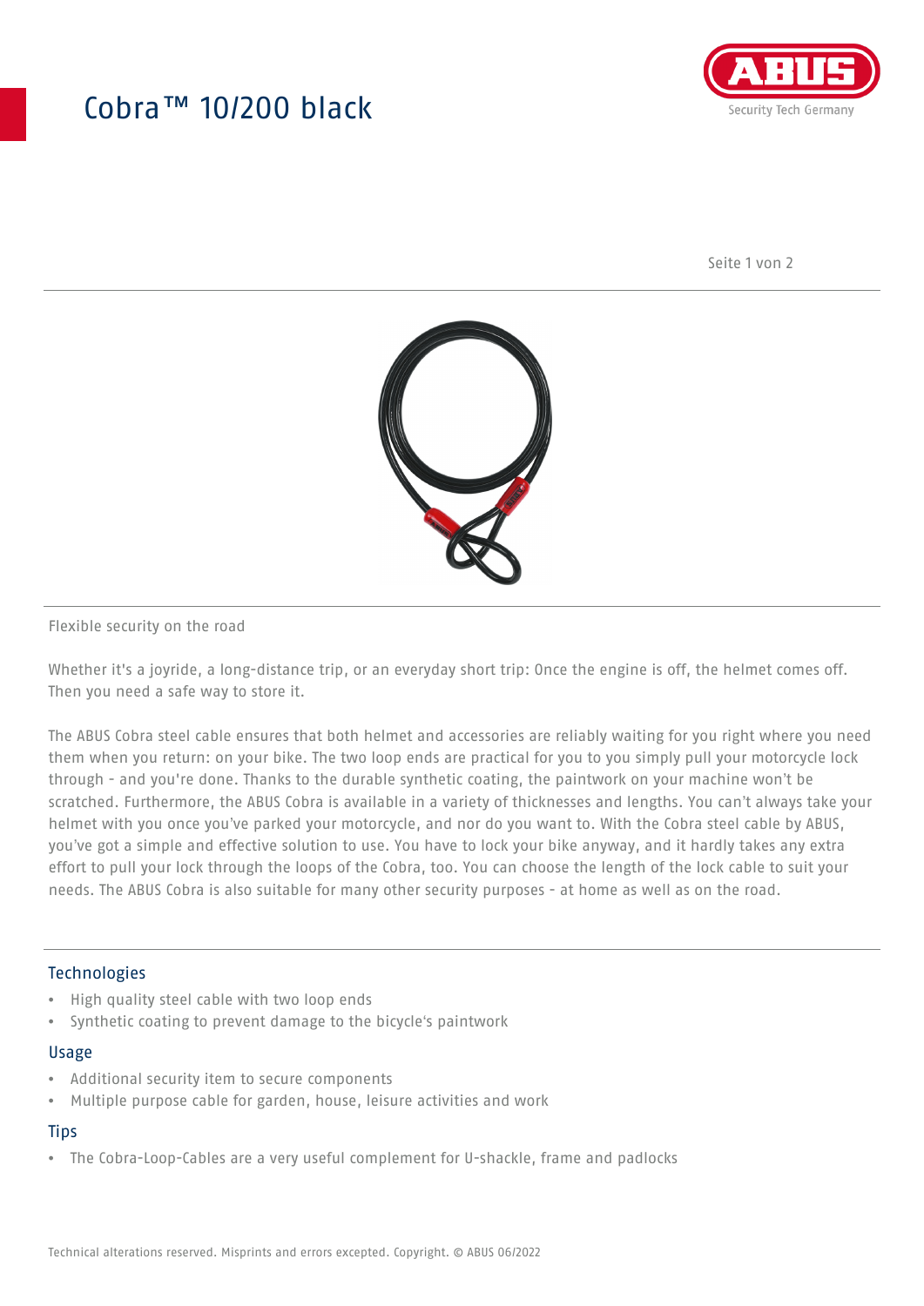# Cobra™ 10/200 black

Flexible security on the road

Whether it's a joyride, a long-distance trip, or an everyday short trip: Once the engine is off, the helmet comes off. Then you need a safe way to store it.

The ABUS Cobra steel cable ensures that both helmet and accessories are reliably waiting for you right where you need them when you return: on your bike. The two loop ends are practical for you to you simply pull your motorcycle lock through - and you're done. Thanks to the durable synthetic coating, the paintwork on your machine won't be scratched. Furthermore, the ABUS Cobra is available in a variety of thicknesses and lengths. You can't always take your helmet with you once you've parked your motorcycle, and nor do you want to. With the Cobra steel cable by ABUS, you've got a simple and effective solution to use. You have to lock your bike anyway, and it hardly takes any extra effort to pull your lock through the loops of the Cobra, too. You can choose the length of the lock cable to suit your needs. The ABUS Cobra is also suitable for many other security purposes - at home as well as on the road.

## Technologies

- High quality steel cable with two loop ends
- Synthetic coating to prevent damage to the bicycle's paintwork

## Usage

- Additional security item to secure components
- Multiple purpose cable for garden, house, leisure activities and work

## Tips

- The Cobra-Loop-Cables are a very useful complement for U-shackle, frame and padlocks

Technical alterations reserved. Misprints and errors excepted. Copyright. © ABUS 06/2022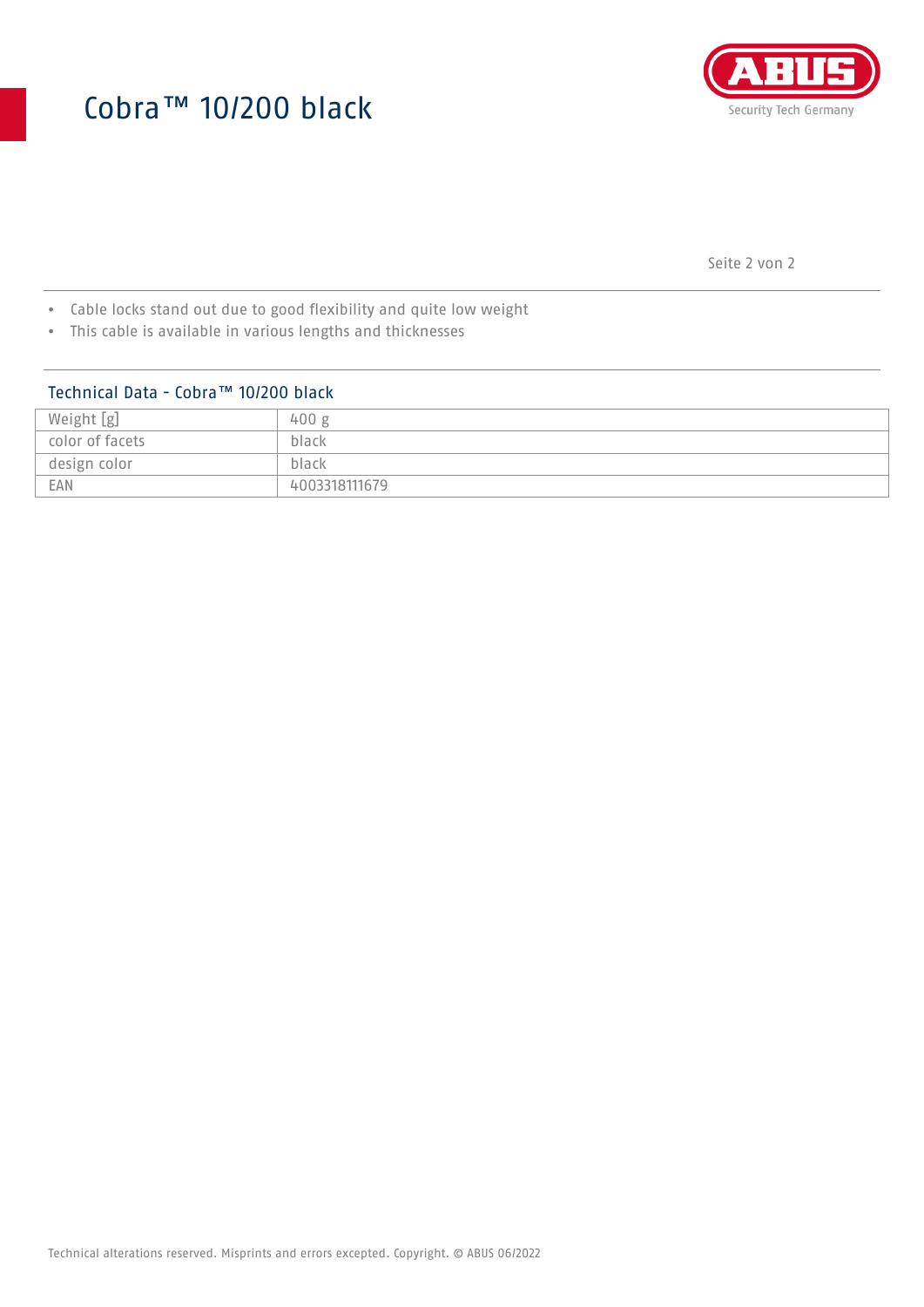- Cable locks stand out due to good flexibility and quite low weight
- This cable is available in various lengths and thicknesses

## Technical Data - Cobra™ 10/200 black

| | |
|---|---|
| Weight [g] | 400 g |
| color of facets | black |
| design color | black |
| EAN | 4003318111679 |

Technical alterations reserved. Misprints and errors excepted. Copyright. © ABUS 06/2022